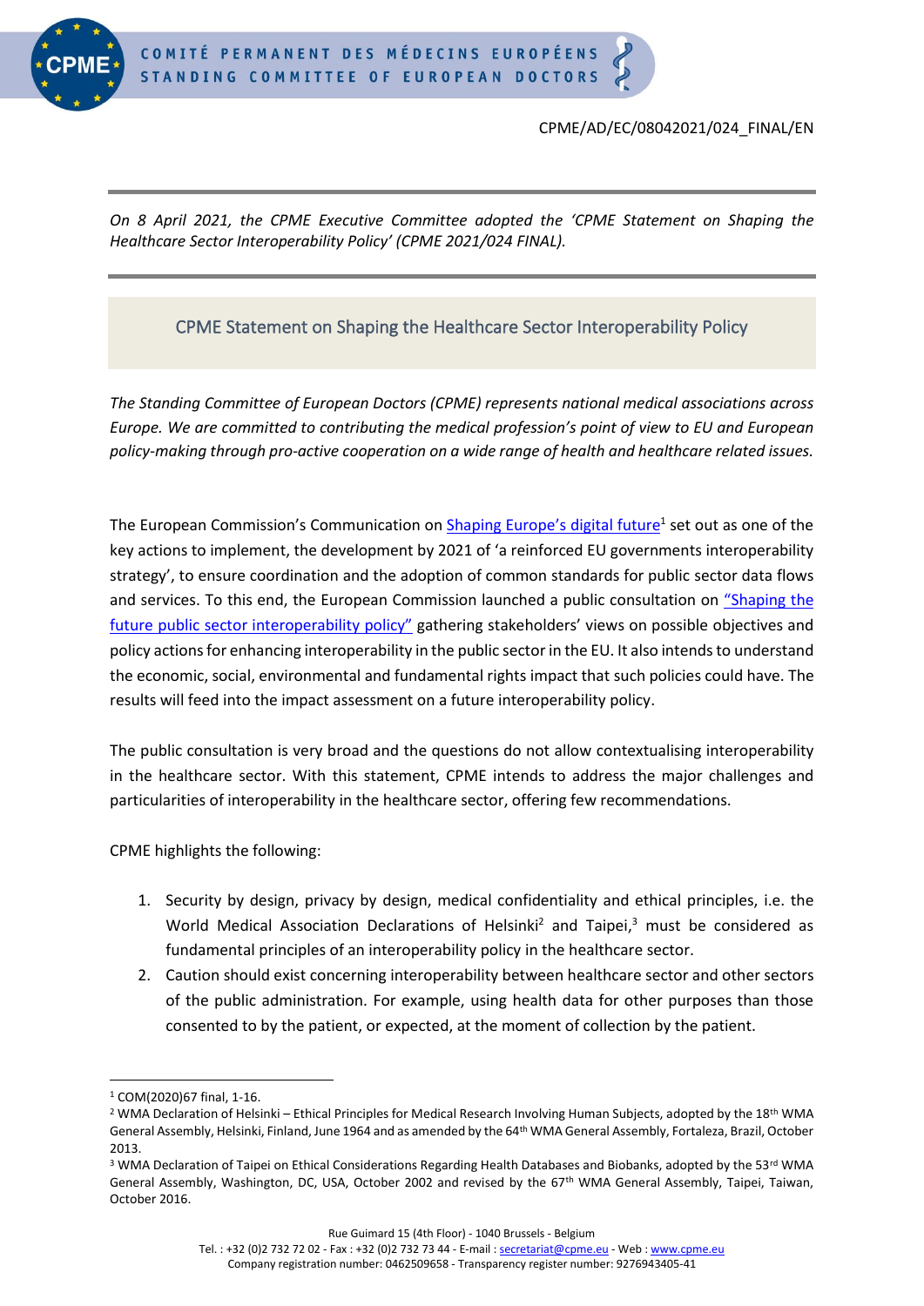CPME/AD/EC/08042021/024_FINAL/EN

*On 8 April 2021, the CPME Executive Committee adopted the 'CPME Statement on Shaping the Healthcare Sector Interoperability Policy' (CPME 2021/024 FINAL).*

# CPME Statement on Shaping the Healthcare Sector Interoperability Policy

*The Standing Committee of European Doctors (CPME) represents national medical associations across Europe. We are committed to contributing the medical profession's point of view to EU and European policy-making through pro-active cooperation on a wide range of health and healthcare related issues.*

The European Commission's Communication on [Shaping Europe's digital future][1] set out as one of the key actions to implement, the development by 2021 of 'a reinforced EU governments interoperability strategy', to ensure coordination and the adoption of common standards for public sector data flows and services. To this end, the European Commission launched a public consultation on ["Shaping the future public sector interoperability policy"] gathering stakeholders' views on possible objectives and policy actions for enhancing interoperability in the public sector in the EU. It also intends to understand the economic, social, environmental and fundamental rights impact that such policies could have. The results will feed into the impact assessment on a future interoperability policy.

The public consultation is very broad and the questions do not allow contextualising interoperability in the healthcare sector. With this statement, CPME intends to address the major challenges and particularities of interoperability in the healthcare sector, offering few recommendations.

CPME highlights the following:

1. Security by design, privacy by design, medical confidentiality and ethical principles, i.e. the World Medical Association Declarations of Helsinki[2] and Taipei,[3] must be considered as fundamental principles of an interoperability policy in the healthcare sector.
2. Caution should exist concerning interoperability between healthcare sector and other sectors of the public administration. For example, using health data for other purposes than those consented to by the patient, or expected, at the moment of collection by the patient.

---

[1] COM(2020)67 final, 1-16.

[2] WMA Declaration of Helsinki – Ethical Principles for Medical Research Involving Human Subjects, adopted by the 18th WMA General Assembly, Helsinki, Finland, June 1964 and as amended by the 64th WMA General Assembly, Fortaleza, Brazil, October 2013.

[3] WMA Declaration of Taipei on Ethical Considerations Regarding Health Databases and Biobanks, adopted by the 53rd WMA General Assembly, Washington, DC, USA, October 2002 and revised by the 67th WMA General Assembly, Taipei, Taiwan, October 2016.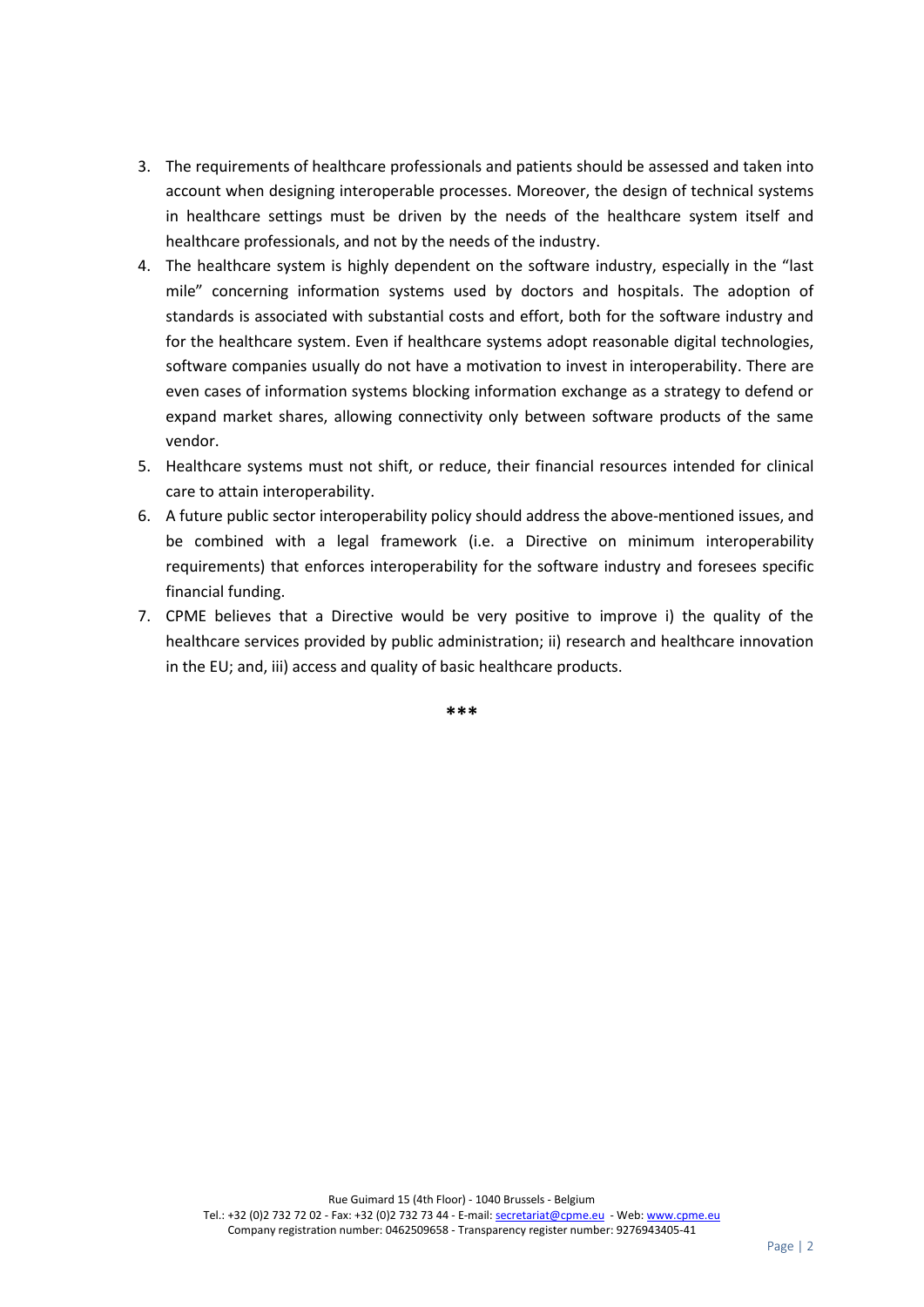3. The requirements of healthcare professionals and patients should be assessed and taken into account when designing interoperable processes. Moreover, the design of technical systems in healthcare settings must be driven by the needs of the healthcare system itself and healthcare professionals, and not by the needs of the industry.
4. The healthcare system is highly dependent on the software industry, especially in the "last mile" concerning information systems used by doctors and hospitals. The adoption of standards is associated with substantial costs and effort, both for the software industry and for the healthcare system. Even if healthcare systems adopt reasonable digital technologies, software companies usually do not have a motivation to invest in interoperability. There are even cases of information systems blocking information exchange as a strategy to defend or expand market shares, allowing connectivity only between software products of the same vendor.
5. Healthcare systems must not shift, or reduce, their financial resources intended for clinical care to attain interoperability.
6. A future public sector interoperability policy should address the above-mentioned issues, and be combined with a legal framework (i.e. a Directive on minimum interoperability requirements) that enforces interoperability for the software industry and foresees specific financial funding.
7. CPME believes that a Directive would be very positive to improve i) the quality of the healthcare services provided by public administration; ii) research and healthcare innovation in the EU; and, iii) access and quality of basic healthcare products.

***